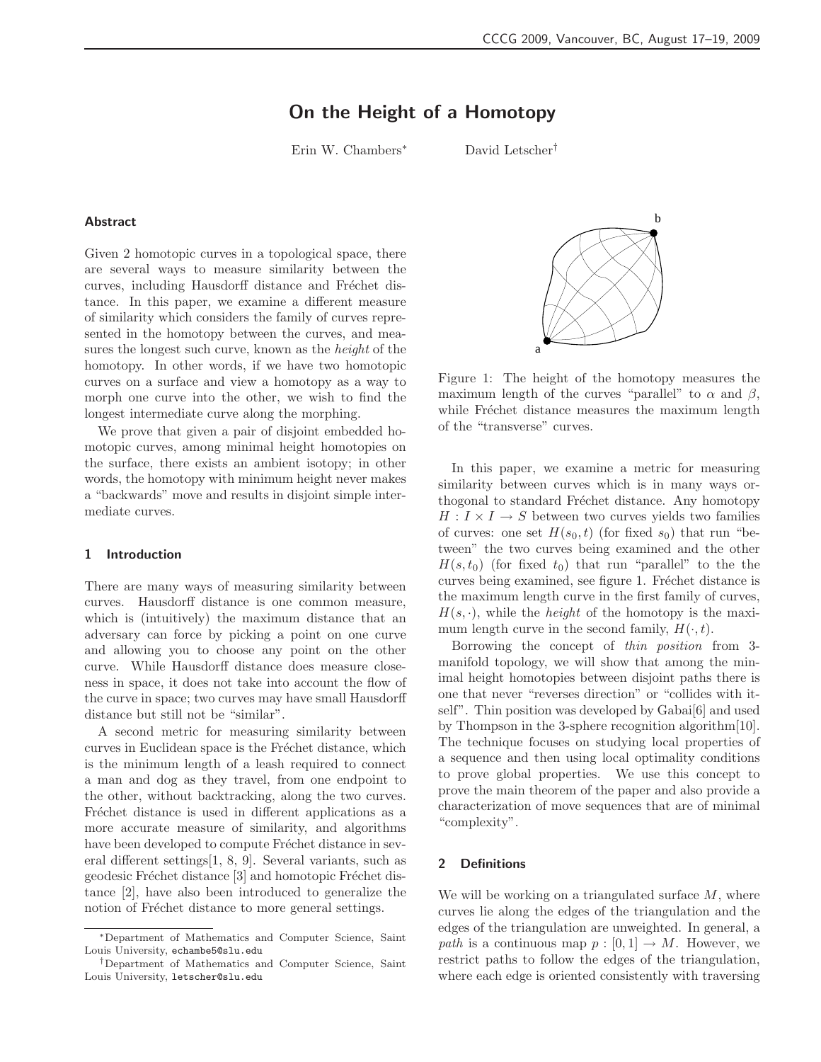# On the Height of a Homotopy

Erin W. Chambers* David Letscher†

### Abstract

Given 2 homotopic curves in a topological space, there are several ways to measure similarity between the curves, including Hausdorff distance and Fréchet distance. In this paper, we examine a different measure of similarity which considers the family of curves represented in the homotopy between the curves, and measures the longest such curve, known as the *height* of the homotopy. In other words, if we have two homotopic curves on a surface and view a homotopy as a way to morph one curve into the other, we wish to find the longest intermediate curve along the morphing.

We prove that given a pair of disjoint embedded homotopic curves, among minimal height homotopies on the surface, there exists an ambient isotopy; in other words, the homotopy with minimum height never makes a "backwards" move and results in disjoint simple intermediate curves.

## 1 Introduction

There are many ways of measuring similarity between curves. Hausdorff distance is one common measure, which is (intuitively) the maximum distance that an adversary can force by picking a point on one curve and allowing you to choose any point on the other curve. While Hausdorff distance does measure closeness in space, it does not take into account the flow of the curve in space; two curves may have small Hausdorff distance but still not be "similar".

A second metric for measuring similarity between curves in Euclidean space is the Fréchet distance, which is the minimum length of a leash required to connect a man and dog as they travel, from one endpoint to the other, without backtracking, along the two curves. Fréchet distance is used in different applications as a more accurate measure of similarity, and algorithms have been developed to compute Fréchet distance in several different settings[1, 8, 9]. Several variants, such as geodesic Fréchet distance [3] and homotopic Fréchet distance [2], have also been introduced to generalize the notion of Fréchet distance to more general settings.

Figure 1: The height of the homotopy measures the maximum length of the curves "parallel" to $\alpha$ and $\beta$, while Fréchet distance measures the maximum length of the "transverse" curves.

In this paper, we examine a metric for measuring similarity between curves which is in many ways orthogonal to standard Fréchet distance. Any homotopy $H : I \times I \to S$ between two curves yields two families of curves: one set $H(s_0, t)$ (for fixed $s_0$) that run "between" the two curves being examined and the other $H(s, t_0)$ (for fixed $t_0$) that run "parallel" to the the curves being examined, see figure 1. Fréchet distance is the maximum length curve in the first family of curves, $H(s, \cdot)$, while the *height* of the homotopy is the maximum length curve in the second family, $H(\cdot, t)$.

Borrowing the concept of *thin position* from 3-manifold topology, we will show that among the minimal height homotopies between disjoint paths there is one that never "reverses direction" or "collides with itself". Thin position was developed by Gabai[6] and used by Thompson in the 3-sphere recognition algorithm[10]. The technique focuses on studying local properties of a sequence and then using local optimality conditions to prove global properties. We use this concept to prove the main theorem of the paper and also provide a characterization of move sequences that are of minimal "complexity".

## 2 Definitions

We will be working on a triangulated surface $M$, where curves lie along the edges of the triangulation and the edges of the triangulation are unweighted. In general, a *path* is a continuous map $p : [0, 1] \to M$. However, we restrict paths to follow the edges of the triangulation, where each edge is oriented consistently with traversing

*Department of Mathematics and Computer Science, Saint Louis University, echambe5@slu.edu

†Department of Mathematics and Computer Science, Saint Louis University, letscher@slu.edu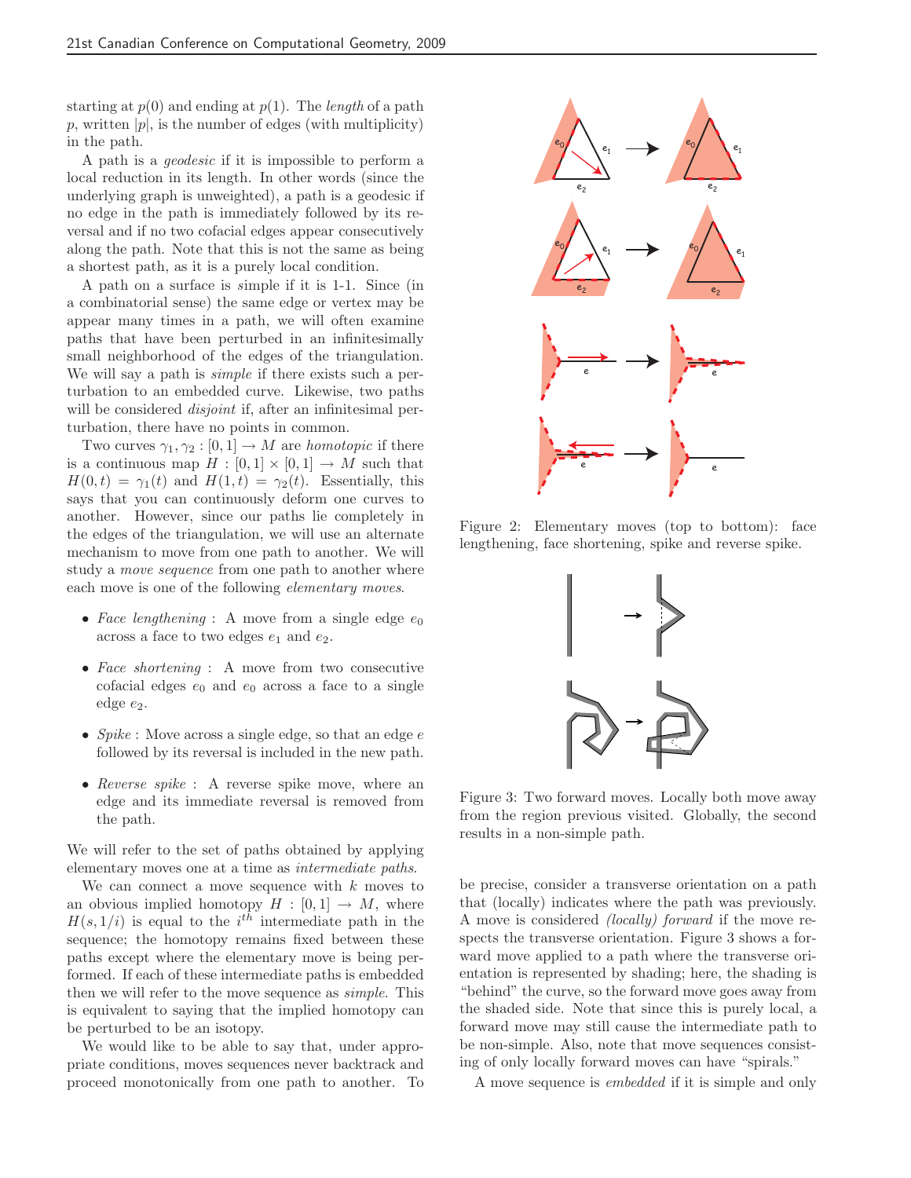starting at $p(0)$ and ending at $p(1)$. The *length* of a path $p$, written $|p|$, is the number of edges (with multiplicity) in the path.

A path is a *geodesic* if it is impossible to perform a local reduction in its length. In other words (since the underlying graph is unweighted), a path is a geodesic if no edge in the path is immediately followed by its reversal and if no two cofacial edges appear consecutively along the path. Note that this is not the same as being a shortest path, as it is a purely local condition.

A path on a surface is *s*imple if it is 1-1. Since (in a combinatorial sense) the same edge or vertex may be appear many times in a path, we will often examine paths that have been perturbed in an infinitesimally small neighborhood of the edges of the triangulation. We will say a path is *simple* if there exists such a perturbation to an embedded curve. Likewise, two paths will be considered *disjoint* if, after an infinitesimal perturbation, there have no points in common.

Two curves $\gamma_1, \gamma_2 : [0, 1] \to M$ are *homotopic* if there is a continuous map $H : [0, 1] \times [0, 1] \to M$ such that $H(0, t) = \gamma_1(t)$ and $H(1, t) = \gamma_2(t)$. Essentially, this says that you can continuously deform one curves to another. However, since our paths lie completely in the edges of the triangulation, we will use an alternate mechanism to move from one path to another. We will study a *move sequence* from one path to another where each move is one of the following *elementary moves*.

- *Face lengthening* : A move from a single edge $e_0$ across a face to two edges $e_1$ and $e_2$.
- *Face shortening* : A move from two consecutive cofacial edges $e_0$ and $e_0$ across a face to a single edge $e_2$.
- *Spike* : Move across a single edge, so that an edge $e$ followed by its reversal is included in the new path.
- *Reverse spike* : A reverse spike move, where an edge and its immediate reversal is removed from the path.

We will refer to the set of paths obtained by applying elementary moves one at a time as *intermediate paths*.

We can connect a move sequence with $k$ moves to an obvious implied homotopy $H : [0, 1] \to M$, where $H(s, 1/i)$ is equal to the $i^{th}$ intermediate path in the sequence; the homotopy remains fixed between these paths except where the elementary move is being performed. If each of these intermediate paths is embedded then we will refer to the move sequence as *simple*. This is equivalent to saying that the implied homotopy can be perturbed to be an isotopy.

We would like to be able to say that, under appropriate conditions, moves sequences never backtrack and proceed monotonically from one path to another. To be precise, consider a transverse orientation on a path that (locally) indicates where the path was previously. A move is considered *(locally) forward* if the move respects the transverse orientation. Figure 3 shows a forward move applied to a path where the transverse orientation is represented by shading; here, the shading is "behind" the curve, so the forward move goes away from the shaded side. Note that since this is purely local, a forward move may still cause the intermediate path to be non-simple. Also, note that move sequences consisting of only locally forward moves can have "spirals."

A move sequence is *embedded* if it is simple and only

Figure 2: Elementary moves (top to bottom): face lengthening, face shortening, spike and reverse spike.

Figure 3: Two forward moves. Locally both move away from the region previous visited. Globally, the second results in a non-simple path.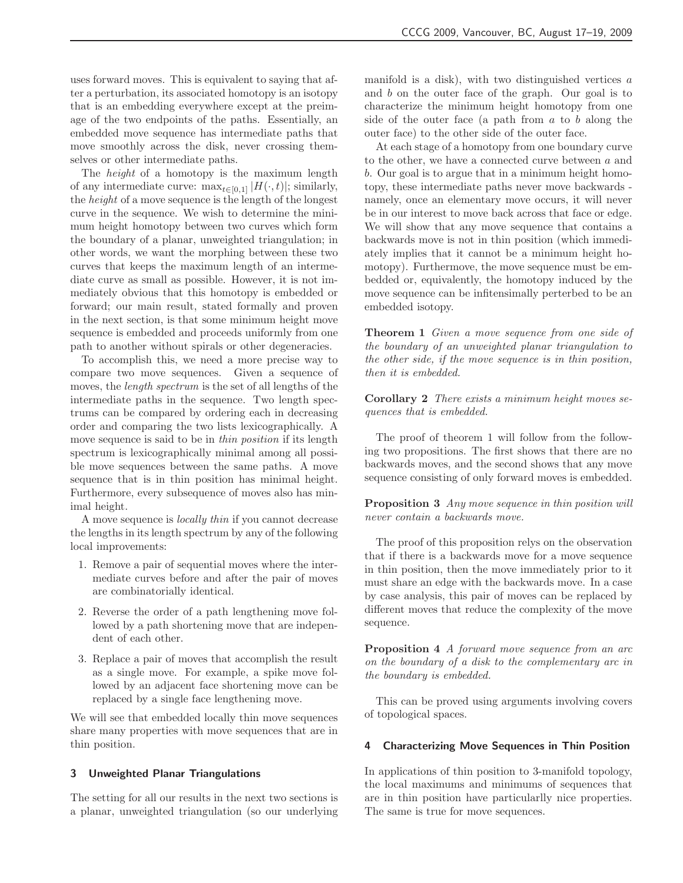uses forward moves. This is equivalent to saying that after a perturbation, its associated homotopy is an isotopy that is an embedding everywhere except at the preimage of the two endpoints of the paths. Essentially, an embedded move sequence has intermediate paths that move smoothly across the disk, never crossing themselves or other intermediate paths.

The *height* of a homotopy is the maximum length of any intermediate curve: $\max_{t\in[0,1]} |H(\cdot,t)|$; similarly, the *height* of a move sequence is the length of the longest curve in the sequence. We wish to determine the minimum height homotopy between two curves which form the boundary of a planar, unweighted triangulation; in other words, we want the morphing between these two curves that keeps the maximum length of an intermediate curve as small as possible. However, it is not immediately obvious that this homotopy is embedded or forward; our main result, stated formally and proven in the next section, is that some minimum height move sequence is embedded and proceeds uniformly from one path to another without spirals or other degeneracies.

To accomplish this, we need a more precise way to compare two move sequences. Given a sequence of moves, the *length spectrum* is the set of all lengths of the intermediate paths in the sequence. Two length spectrums can be compared by ordering each in decreasing order and comparing the two lists lexicographically. A move sequence is said to be in *thin position* if its length spectrum is lexicographically minimal among all possible move sequences between the same paths. A move sequence that is in thin position has minimal height. Furthermore, every subsequence of moves also has minimal height.

A move sequence is *locally thin* if you cannot decrease the lengths in its length spectrum by any of the following local improvements:

1. Remove a pair of sequential moves where the intermediate curves before and after the pair of moves are combinatorially identical.
2. Reverse the order of a path lengthening move followed by a path shortening move that are independent of each other.
3. Replace a pair of moves that accomplish the result as a single move. For example, a spike move followed by an adjacent face shortening move can be replaced by a single face lengthening move.

We will see that embedded locally thin move sequences share many properties with move sequences that are in thin position.

## 3 Unweighted Planar Triangulations

The setting for all our results in the next two sections is a planar, unweighted triangulation (so our underlying manifold is a disk), with two distinguished vertices $a$ and $b$ on the outer face of the graph. Our goal is to characterize the minimum height homotopy from one side of the outer face (a path from $a$ to $b$ along the outer face) to the other side of the outer face.

At each stage of a homotopy from one boundary curve to the other, we have a connected curve between $a$ and $b$. Our goal is to argue that in a minimum height homotopy, these intermediate paths never move backwards - namely, once an elementary move occurs, it will never be in our interest to move back across that face or edge. We will show that any move sequence that contains a backwards move is not in thin position (which immediately implies that it cannot be a minimum height homotopy). Furthermove, the move sequence must be embedded or, equivalently, the homotopy induced by the move sequence can be infitensimally perterbed to be an embedded isotopy.

**Theorem 1** *Given a move sequence from one side of the boundary of an unweighted planar triangulation to the other side, if the move sequence is in thin position, then it is embedded.*

**Corollary 2** *There exists a minimum height moves sequences that is embedded.*

The proof of theorem 1 will follow from the following two propositions. The first shows that there are no backwards moves, and the second shows that any move sequence consisting of only forward moves is embedded.

**Proposition 3** *Any move sequence in thin position will never contain a backwards move.*

The proof of this proposition relys on the observation that if there is a backwards move for a move sequence in thin position, then the move immediately prior to it must share an edge with the backwards move. In a case by case analysis, this pair of moves can be replaced by different moves that reduce the complexity of the move sequence.

**Proposition 4** *A forward move sequence from an arc on the boundary of a disk to the complementary arc in the boundary is embedded.*

This can be proved using arguments involving covers of topological spaces.

## 4 Characterizing Move Sequences in Thin Position

In applications of thin position to 3-manifold topology, the local maximums and minimums of sequences that are in thin position have particularlly nice properties. The same is true for move sequences.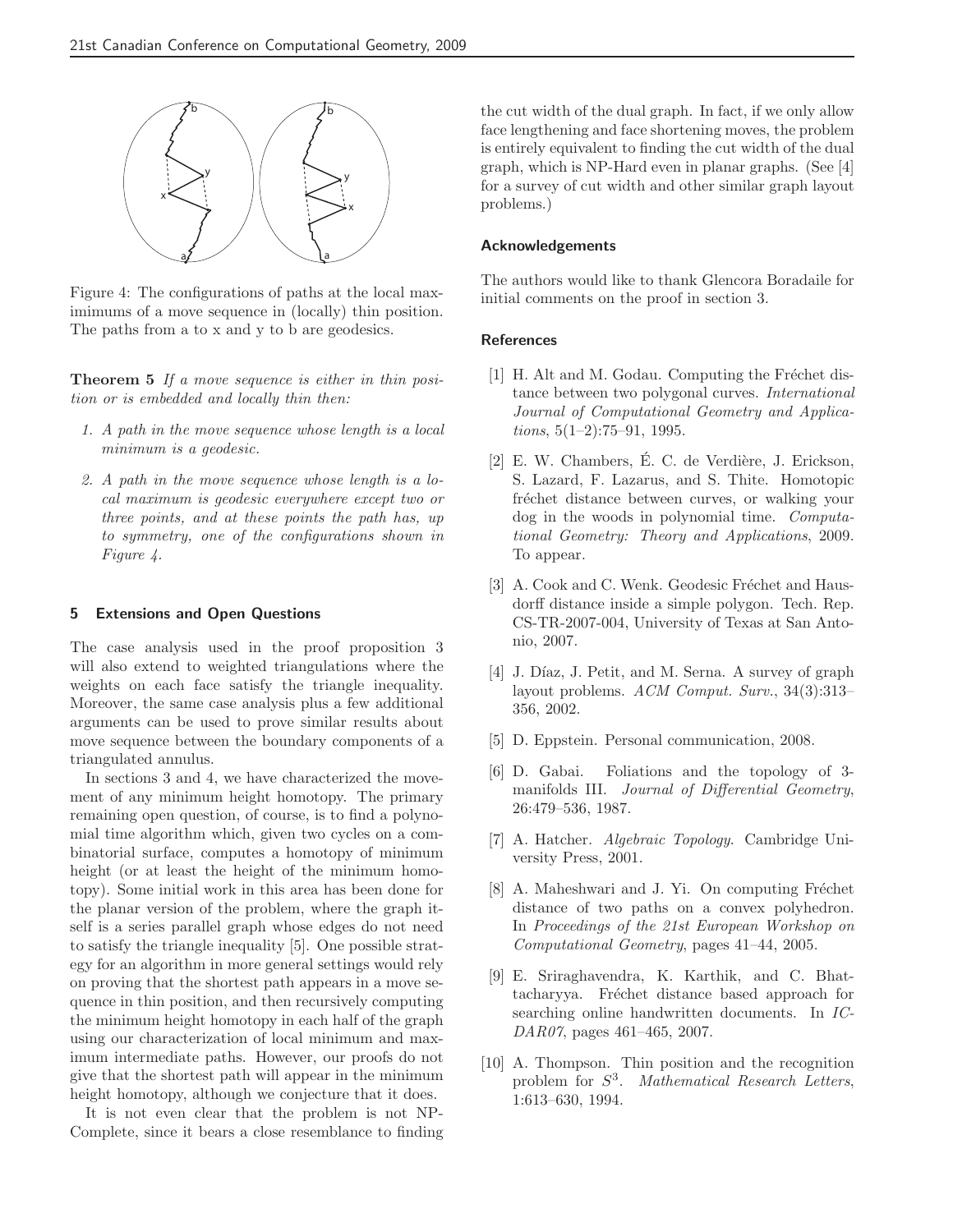Figure 4: The configurations of paths at the local maximimums of a move sequence in (locally) thin position. The paths from a to x and y to b are geodesics.

**Theorem 5** *If a move sequence is either in thin position or is embedded and locally thin then:*

1. *A path in the move sequence whose length is a local minimum is a geodesic.*
2. *A path in the move sequence whose length is a local maximum is geodesic everywhere except two or three points, and at these points the path has, up to symmetry, one of the configurations shown in Figure 4.*

## 5 Extensions and Open Questions

The case analysis used in the proof proposition 3 will also extend to weighted triangulations where the weights on each face satisfy the triangle inequality. Moreover, the same case analysis plus a few additional arguments can be used to prove similar results about move sequence between the boundary components of a triangulated annulus.

In sections 3 and 4, we have characterized the movement of any minimum height homotopy. The primary remaining open question, of course, is to find a polynomial time algorithm which, given two cycles on a combinatorial surface, computes a homotopy of minimum height (or at least the height of the minimum homotopy). Some initial work in this area has been done for the planar version of the problem, where the graph itself is a series parallel graph whose edges do not need to satisfy the triangle inequality [5]. One possible strategy for an algorithm in more general settings would rely on proving that the shortest path appears in a move sequence in thin position, and then recursively computing the minimum height homotopy in each half of the graph using our characterization of local minimum and maximum intermediate paths. However, our proofs do not give that the shortest path will appear in the minimum height homotopy, although we conjecture that it does.

It is not even clear that the problem is not NP-Complete, since it bears a close resemblance to finding the cut width of the dual graph. In fact, if we only allow face lengthening and face shortening moves, the problem is entirely equivalent to finding the cut width of the dual graph, which is NP-Hard even in planar graphs. (See [4] for a survey of cut width and other similar graph layout problems.)

### Acknowledgements

The authors would like to thank Glencora Boradaile for initial comments on the proof in section 3.

### References

[1] H. Alt and M. Godau. Computing the Fréchet distance between two polygonal curves. *International Journal of Computational Geometry and Applications*, 5(1–2):75–91, 1995.

[2] E. W. Chambers, É. C. de Verdière, J. Erickson, S. Lazard, F. Lazarus, and S. Thite. Homotopic fréchet distance between curves, or walking your dog in the woods in polynomial time. *Computational Geometry: Theory and Applications*, 2009. To appear.

[3] A. Cook and C. Wenk. Geodesic Fréchet and Hausdorff distance inside a simple polygon. Tech. Rep. CS-TR-2007-004, University of Texas at San Antonio, 2007.

[4] J. Díaz, J. Petit, and M. Serna. A survey of graph layout problems. *ACM Comput. Surv.*, 34(3):313–356, 2002.

[5] D. Eppstein. Personal communication, 2008.

[6] D. Gabai. Foliations and the topology of 3-manifolds III. *Journal of Differential Geometry*, 26:479–536, 1987.

[7] A. Hatcher. *Algebraic Topology*. Cambridge University Press, 2001.

[8] A. Maheshwari and J. Yi. On computing Fréchet distance of two paths on a convex polyhedron. In *Proceedings of the 21st European Workshop on Computational Geometry*, pages 41–44, 2005.

[9] E. Sriraghavendra, K. Karthik, and C. Bhattacharyya. Fréchet distance based approach for searching online handwritten documents. In *ICDAR07*, pages 461–465, 2007.

[10] A. Thompson. Thin position and the recognition problem for $S^3$. *Mathematical Research Letters*, 1:613–630, 1994.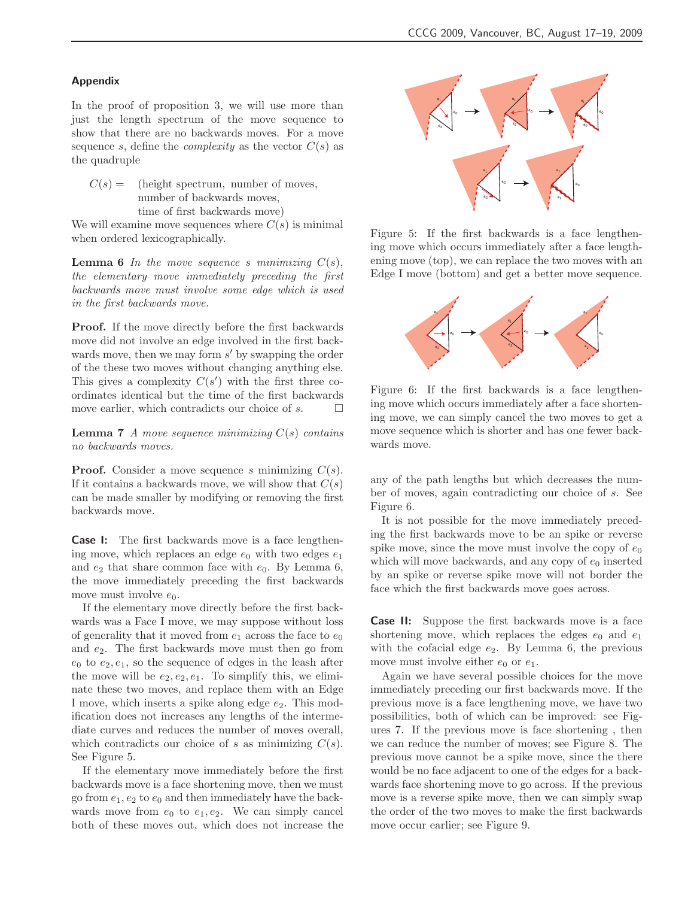## Appendix

In the proof of proposition 3, we will use more than just the length spectrum of the move sequence to show that there are no backwards moves. For a move sequence $s$, define the *complexity* as the vector $C(s)$ as the quadruple

$C(s) =$ (height spectrum, number of moves, number of backwards moves, time of first backwards move)

We will examine move sequences where $C(s)$ is minimal when ordered lexicographically.

**Lemma 6** *In the move sequence $s$ minimizing $C(s)$, the elementary move immediately preceding the first backwards move must involve some edge which is used in the first backwards move.*

**Proof.** If the move directly before the first backwards move did not involve an edge involved in the first backwards move, then we may form $s'$ by swapping the order of the these two moves without changing anything else. This gives a complexity $C(s')$ with the first three coordinates identical but the time of the first backwards move earlier, which contradicts our choice of $s$. □

**Lemma 7** *A move sequence minimizing $C(s)$ contains no backwards moves.*

**Proof.** Consider a move sequence $s$ minimizing $C(s)$. If it contains a backwards move, we will show that $C(s)$ can be made smaller by modifying or removing the first backwards move.

**Case I:** The first backwards move is a face lengthening move, which replaces an edge $e_0$ with two edges $e_1$ and $e_2$ that share common face with $e_0$. By Lemma 6, the move immediately preceding the first backwards move must involve $e_0$.

If the elementary move directly before the first backwards was a Face I move, we may suppose without loss of generality that it moved from $e_1$ across the face to $e_0$ and $e_2$. The first backwards move must then go from $e_0$ to $e_2, e_1$, so the sequence of edges in the leash after the move will be $e_2, e_2, e_1$. To simplify this, we eliminate these two moves, and replace them with an Edge I move, which inserts a spike along edge $e_2$. This modification does not increases any lengths of the intermediate curves and reduces the number of moves overall, which contradicts our choice of $s$ as minimizing $C(s)$. See Figure 5.

If the elementary move immediately before the first backwards move is a face shortening move, then we must go from $e_1, e_2$ to $e_0$ and then immediately have the backwards move from $e_0$ to $e_1, e_2$. We can simply cancel both of these moves out, which does not increase the any of the path lengths but which decreases the number of moves, again contradicting our choice of $s$. See Figure 6.

It is not possible for the move immediately preceding the first backwards move to be an spike or reverse spike move, since the move must involve the copy of $e_0$ which will move backwards, and any copy of $e_0$ inserted by an spike or reverse spike move will not border the face which the first backwards move goes across.

Figure 5: If the first backwards is a face lengthening move which occurs immediately after a face lengthening move (top), we can replace the two moves with an Edge I move (bottom) and get a better move sequence.

Figure 6: If the first backwards is a face lengthening move which occurs immediately after a face shortening move, we can simply cancel the two moves to get a move sequence which is shorter and has one fewer backwards move.

**Case II:** Suppose the first backwards move is a face shortening move, which replaces the edges $e_0$ and $e_1$ with the cofacial edge $e_2$. By Lemma 6, the previous move must involve either $e_0$ or $e_1$.

Again we have several possible choices for the move immediately preceding our first backwards move. If the previous move is a face lengthening move, we have two possibilities, both of which can be improved: see Figures 7. If the previous move is face shortening , then we can reduce the number of moves; see Figure 8. The previous move cannot be a spike move, since the there would be no face adjacent to one of the edges for a backwards face shortening move to go across. If the previous move is a reverse spike move, then we can simply swap the order of the two moves to make the first backwards move occur earlier; see Figure 9.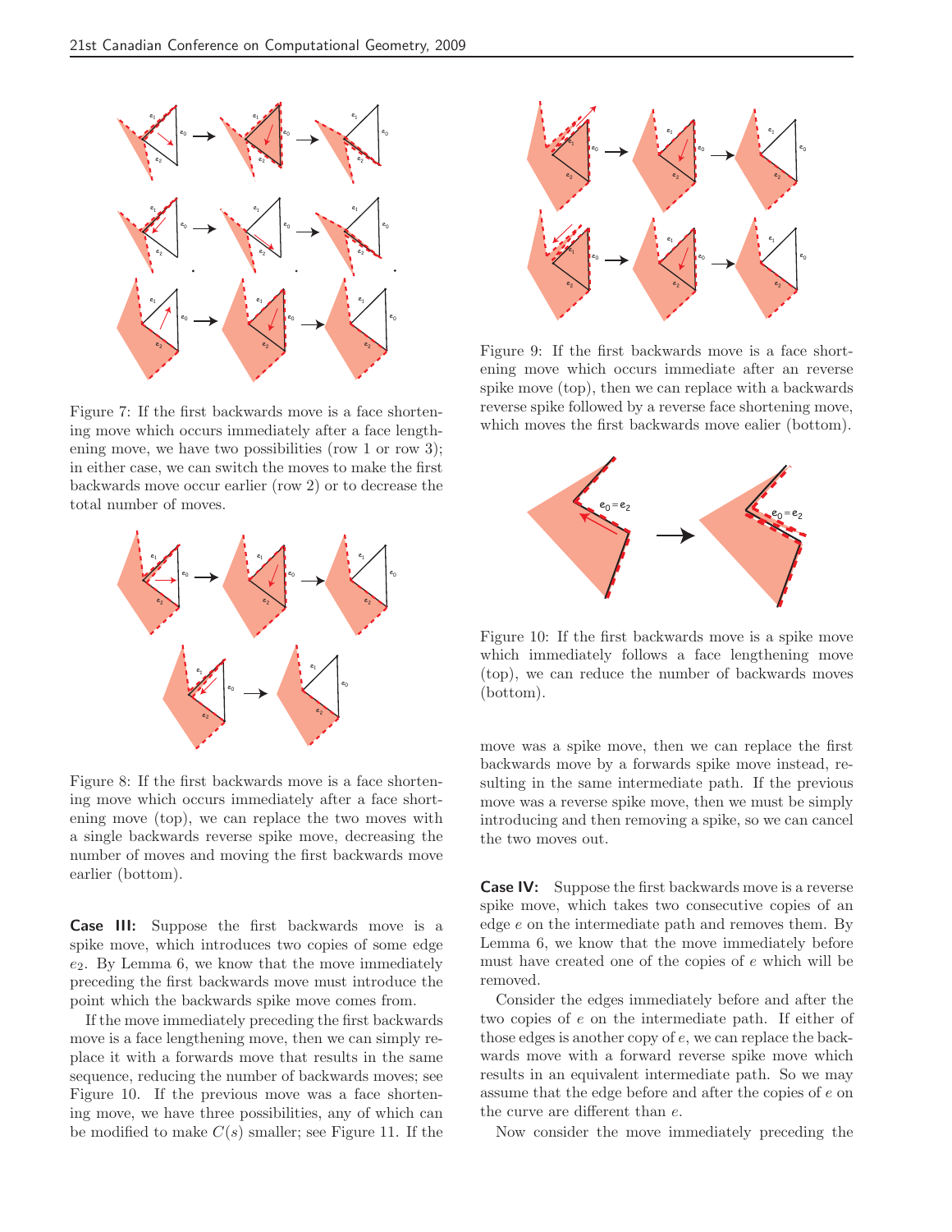Figure 7: If the first backwards move is a face shortening move which occurs immediately after a face lengthening move, we have two possibilities (row 1 or row 3); in either case, we can switch the moves to make the first backwards move occur earlier (row 2) or to decrease the total number of moves.

Figure 8: If the first backwards move is a face shortening move which occurs immediately after a face shortening move (top), we can replace the two moves with a single backwards reverse spike move, decreasing the number of moves and moving the first backwards move earlier (bottom).

**Case III:** Suppose the first backwards move is a spike move, which introduces two copies of some edge $e_2$. By Lemma 6, we know that the move immediately preceding the first backwards move must introduce the point which the backwards spike move comes from.

If the move immediately preceding the first backwards move is a face lengthening move, then we can simply replace it with a forwards move that results in the same sequence, reducing the number of backwards moves; see Figure 10. If the previous move was a face shortening move, we have three possibilities, any of which can be modified to make $C(s)$ smaller; see Figure 11. If the move was a spike move, then we can replace the first backwards move by a forwards spike move instead, resulting in the same intermediate path. If the previous move was a reverse spike move, then we must be simply introducing and then removing a spike, so we can cancel the two moves out.

Figure 9: If the first backwards move is a face shortening move which occurs immediate after an reverse spike move (top), then we can replace with a backwards reverse spike followed by a reverse face shortening move, which moves the first backwards move ealier (bottom).

Figure 10: If the first backwards move is a spike move which immediately follows a face lengthening move (top), we can reduce the number of backwards moves (bottom).

**Case IV:** Suppose the first backwards move is a reverse spike move, which takes two consecutive copies of an edge $e$ on the intermediate path and removes them. By Lemma 6, we know that the move immediately before must have created one of the copies of $e$ which will be removed.

Consider the edges immediately before and after the two copies of $e$ on the intermediate path. If either of those edges is another copy of $e$, we can replace the backwards move with a forward reverse spike move which results in an equivalent intermediate path. So we may assume that the edge before and after the copies of $e$ on the curve are different than $e$.

Now consider the move immediately preceding the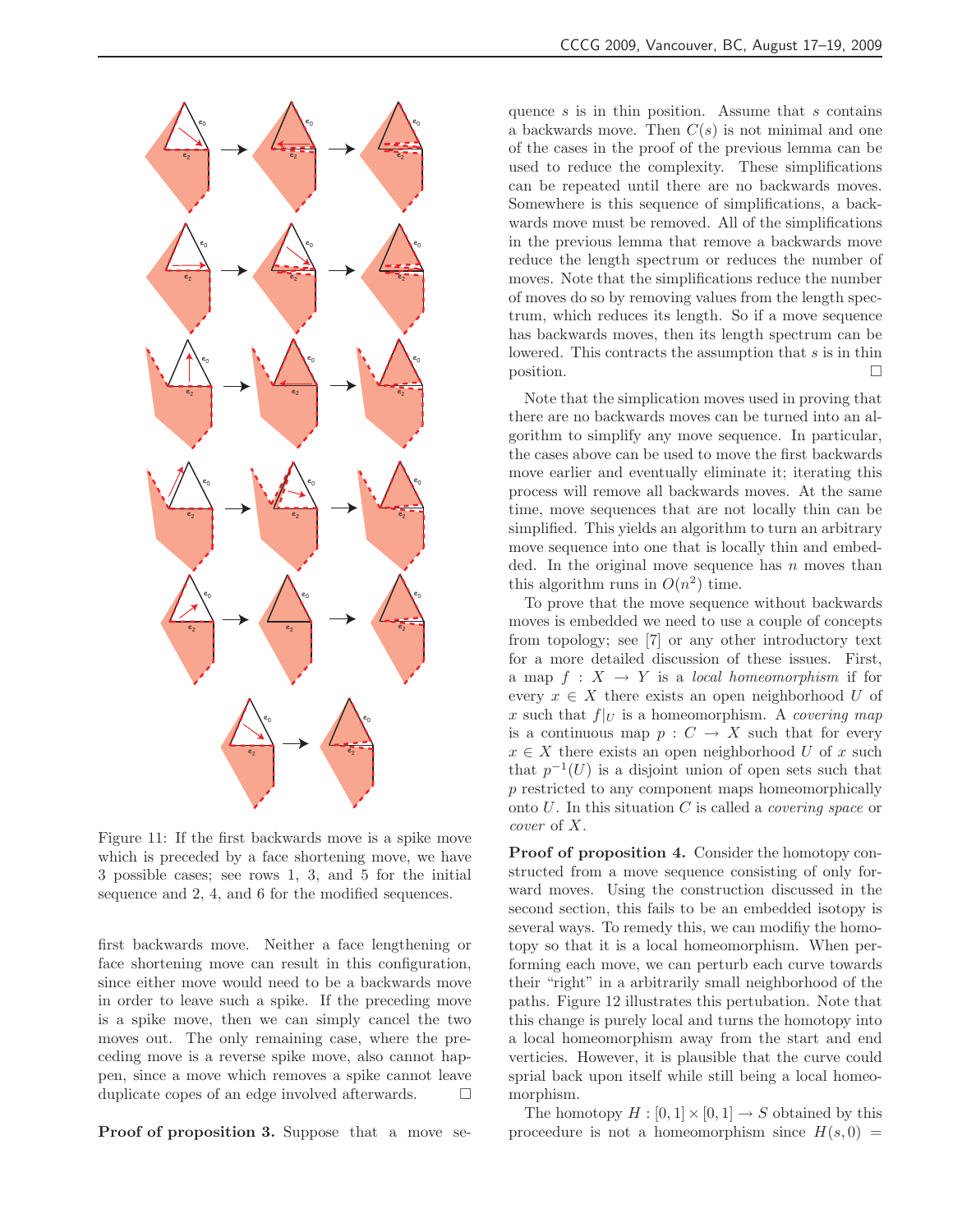Figure 11: If the first backwards move is a spike move which is preceded by a face shortening move, we have 3 possible cases; see rows 1, 3, and 5 for the initial sequence and 2, 4, and 6 for the modified sequences.

first backwards move. Neither a face lengthening or face shortening move can result in this configuration, since either move would need to be a backwards move in order to leave such a spike. If the preceding move is a spike move, then we can simply cancel the two moves out. The only remaining case, where the preceding move is a reverse spike move, also cannot happen, since a move which removes a spike cannot leave duplicate copes of an edge involved afterwards. □

**Proof of proposition 3.** Suppose that a move sequence $s$ is in thin position. Assume that $s$ contains a backwards move. Then $C(s)$ is not minimal and one of the cases in the proof of the previous lemma can be used to reduce the complexity. These simplifications can be repeated until there are no backwards moves. Somewhere is this sequence of simplifications, a backwards move must be removed. All of the simplifications in the previous lemma that remove a backwards move reduce the length spectrum or reduces the number of moves. Note that the simplifications reduce the number of moves do so by removing values from the length spectrum, which reduces its length. So if a move sequence has backwards moves, then its length spectrum can be lowered. This contracts the assumption that $s$ is in thin position. □

Note that the simplication moves used in proving that there are no backwards moves can be turned into an algorithm to simplify any move sequence. In particular, the cases above can be used to move the first backwards move earlier and eventually eliminate it; iterating this process will remove all backwards moves. At the same time, move sequences that are not locally thin can be simplified. This yields an algorithm to turn an arbitrary move sequence into one that is locally thin and embedded. In the original move sequence has $n$ moves than this algorithm runs in $O(n^2)$ time.

To prove that the move sequence without backwards moves is embedded we need to use a couple of concepts from topology; see [7] or any other introductory text for a more detailed discussion of these issues. First, a map $f : X \to Y$ is a *local homeomorphism* if for every $x \in X$ there exists an open neighborhood $U$ of $x$ such that $f|_U$ is a homeomorphism. A *covering map* is a continuous map $p : C \to X$ such that for every $x \in X$ there exists an open neighborhood $U$ of $x$ such that $p^{-1}(U)$ is a disjoint union of open sets such that $p$ restricted to any component maps homeomorphically onto $U$. In this situation $C$ is called a *covering space* or *cover* of $X$.

**Proof of proposition 4.** Consider the homotopy constructed from a move sequence consisting of only forward moves. Using the construction discussed in the second section, this fails to be an embedded isotopy is several ways. To remedy this, we can modify the homotopy so that it is a local homeomorphism. When performing each move, we can perturb each curve towards their "right" in a arbitrarily small neighborhood of the paths. Figure 12 illustrates this pertubation. Note that this change is purely local and turns the homotopy into a local homeomorphism away from the start and end verticies. However, it is plausible that the curve could sprial back upon itself while still being a local homeomorphism.

The homotopy $H : [0,1] \times [0,1] \to S$ obtained by this proceedure is not a homeomorphism since $H(s, 0) =$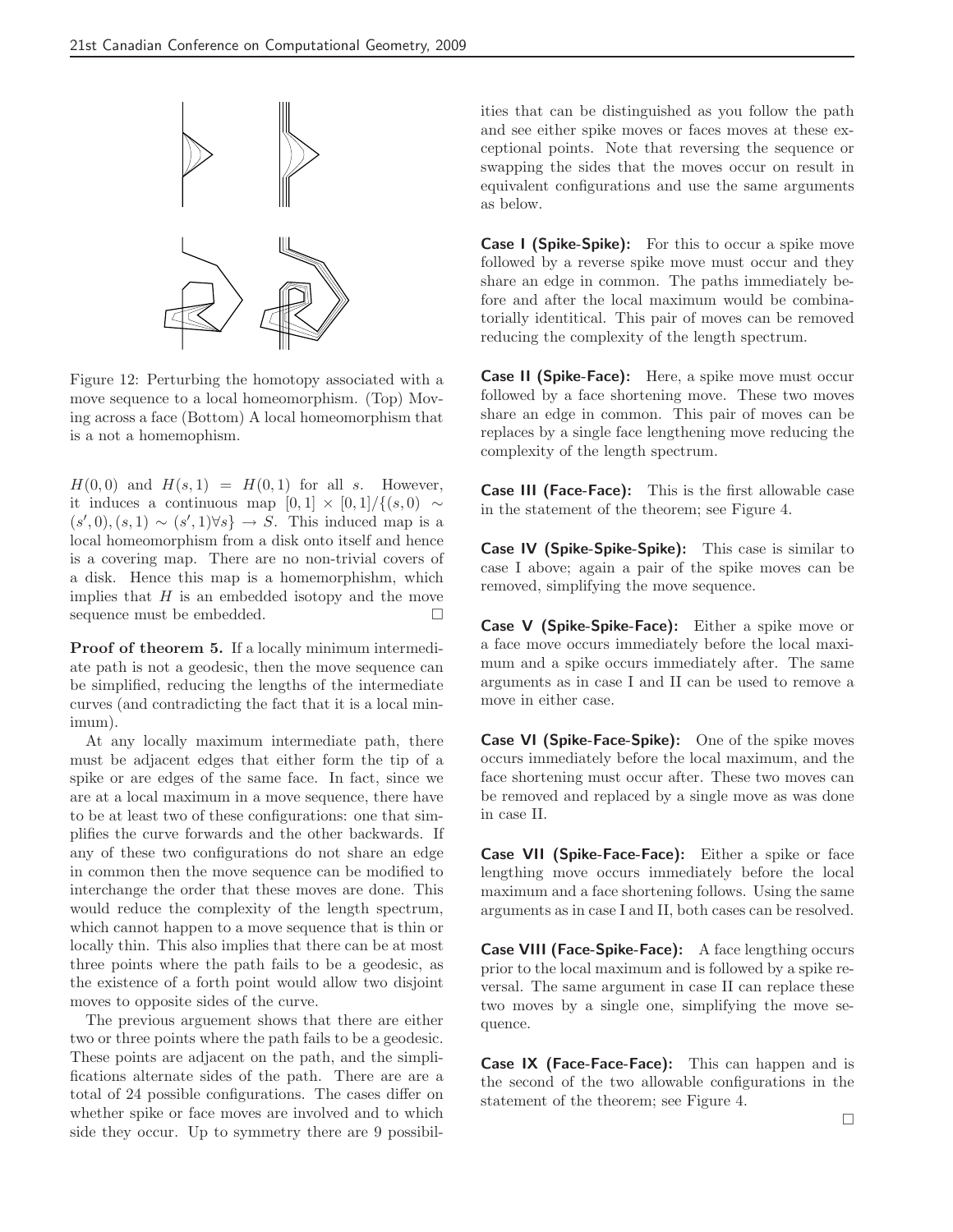Figure 12: Perturbing the homotopy associated with a move sequence to a local homeomorphism. (Top) Moving across a face (Bottom) A local homeomorphism that is a not a homemophism.

$H(0,0)$ and $H(s,1) = H(0,1)$ for all $s$. However, it induces a continuous map $[0,1] \times [0,1]/\{(s,0) \sim (s',0),(s,1) \sim (s',1) \forall s\} \rightarrow S$. This induced map is a local homeomorphism from a disk onto itself and hence is a covering map. There are no non-trivial covers of a disk. Hence this map is a homemorphishm, which implies that $H$ is an embedded isotopy and the move sequence must be embedded. □

**Proof of theorem 5.** If a locally minimum intermediate path is not a geodesic, then the move sequence can be simplified, reducing the lengths of the intermediate curves (and contradicting the fact that it is a local minimum).

At any locally maximum intermediate path, there must be adjacent edges that either form the tip of a spike or are edges of the same face. In fact, since we are at a local maximum in a move sequence, there have to be at least two of these configurations: one that simplifies the curve forwards and the other backwards. If any of these two configurations do not share an edge in common then the move sequence can be modified to interchange the order that these moves are done. This would reduce the complexity of the length spectrum, which cannot happen to a move sequence that is thin or locally thin. This also implies that there can be at most three points where the path fails to be a geodesic, as the existence of a forth point would allow two disjoint moves to opposite sides of the curve.

The previous arguement shows that there are either two or three points where the path fails to be a geodesic. These points are adjacent on the path, and the simplifications alternate sides of the path. There are are a total of 24 possible configurations. The cases differ on whether spike or face moves are involved and to which side they occur. Up to symmetry there are 9 possibilities that can be distinguished as you follow the path and see either spike moves or faces moves at these exceptional points. Note that reversing the sequence or swapping the sides that the moves occur on result in equivalent configurations and use the same arguments as below.

**Case I (Spike-Spike):** For this to occur a spike move followed by a reverse spike move must occur and they share an edge in common. The paths immediately before and after the local maximum would be combinatorially identitical. This pair of moves can be removed reducing the complexity of the length spectrum.

**Case II (Spike-Face):** Here, a spike move must occur followed by a face shortening move. These two moves share an edge in common. This pair of moves can be replaces by a single face lengthening move reducing the complexity of the length spectrum.

**Case III (Face-Face):** This is the first allowable case in the statement of the theorem; see Figure 4.

**Case IV (Spike-Spike-Spike):** This case is similar to case I above; again a pair of the spike moves can be removed, simplifying the move sequence.

**Case V (Spike-Spike-Face):** Either a spike move or a face move occurs immediately before the local maximum and a spike occurs immediately after. The same arguments as in case I and II can be used to remove a move in either case.

**Case VI (Spike-Face-Spike):** One of the spike moves occurs immediately before the local maximum, and the face shortening must occur after. These two moves can be removed and replaced by a single move as was done in case II.

**Case VII (Spike-Face-Face):** Either a spike or face lengthing move occurs immediately before the local maximum and a face shortening follows. Using the same arguments as in case I and II, both cases can be resolved.

**Case VIII (Face-Spike-Face):** A face lengthing occurs prior to the local maximum and is followed by a spike reversal. The same argument in case II can replace these two moves by a single one, simplifying the move sequence.

**Case IX (Face-Face-Face):** This can happen and is the second of the two allowable configurations in the statement of the theorem; see Figure 4.

□